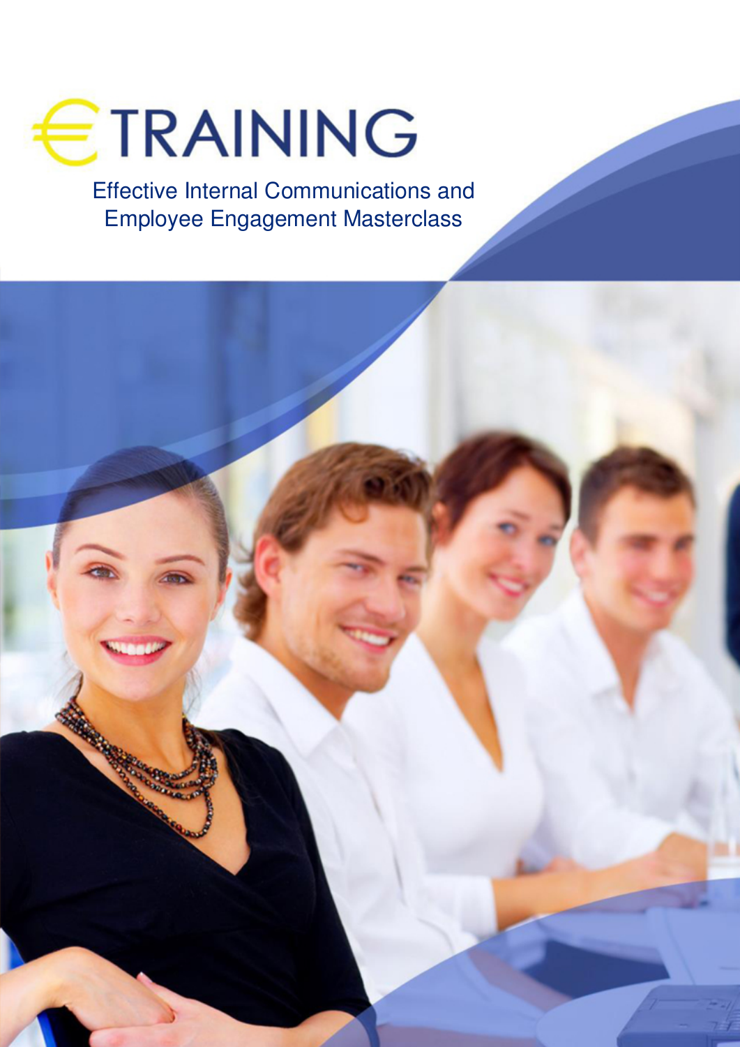# €TRAINING

## Effective Internal Communications and Employee Engagement Masterclass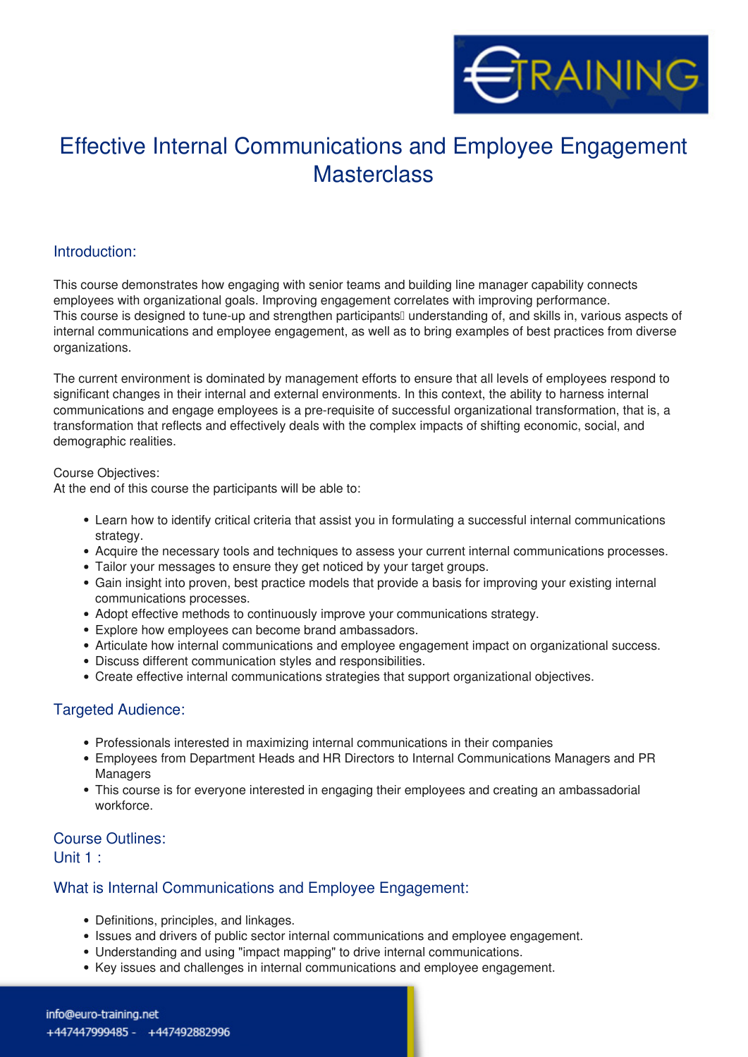# Effective Internal Communications and Employee Engagement Masterclass

## Introduction:

This course demonstrates how engaging with senior teams and building line manager capability connects employees with organizational goals. Improving engagement correlates with improving performance.
This course is designed to tune-up and strengthen participants understanding of, and skills in, various aspects of internal communications and employee engagement, as well as to bring examples of best practices from diverse organizations.

The current environment is dominated by management efforts to ensure that all levels of employees respond to significant changes in their internal and external environments. In this context, the ability to harness internal communications and engage employees is a pre-requisite of successful organizational transformation, that is, a transformation that reflects and effectively deals with the complex impacts of shifting economic, social, and demographic realities.

Course Objectives:
At the end of this course the participants will be able to:

- Learn how to identify critical criteria that assist you in formulating a successful internal communications strategy.
- Acquire the necessary tools and techniques to assess your current internal communications processes.
- Tailor your messages to ensure they get noticed by your target groups.
- Gain insight into proven, best practice models that provide a basis for improving your existing internal communications processes.
- Adopt effective methods to continuously improve your communications strategy.
- Explore how employees can become brand ambassadors.
- Articulate how internal communications and employee engagement impact on organizational success.
- Discuss different communication styles and responsibilities.
- Create effective internal communications strategies that support organizational objectives.

## Targeted Audience:

- Professionals interested in maximizing internal communications in their companies
- Employees from Department Heads and HR Directors to Internal Communications Managers and PR Managers
- This course is for everyone interested in engaging their employees and creating an ambassadorial workforce.

## Course Outlines:
## Unit 1 :

### What is Internal Communications and Employee Engagement:

- Definitions, principles, and linkages.
- Issues and drivers of public sector internal communications and employee engagement.
- Understanding and using "impact mapping" to drive internal communications.
- Key issues and challenges in internal communications and employee engagement.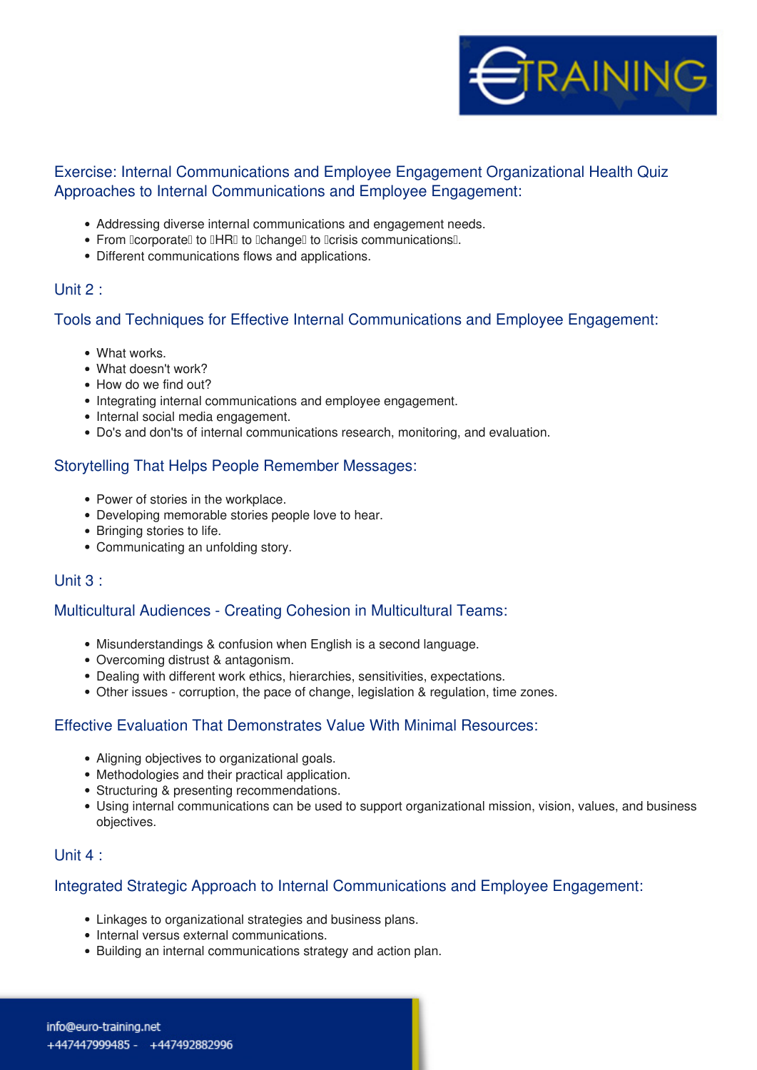### Exercise: Internal Communications and Employee Engagement Organizational Health Quiz Approaches to Internal Communications and Employee Engagement:

- Addressing diverse internal communications and engagement needs.
- From corporate to HR to change to crisis communications.
- Different communications flows and applications.

### Unit 2 :

### Tools and Techniques for Effective Internal Communications and Employee Engagement:

- What works.
- What doesn't work?
- How do we find out?
- Integrating internal communications and employee engagement.
- Internal social media engagement.
- Do's and don'ts of internal communications research, monitoring, and evaluation.

### Storytelling That Helps People Remember Messages:

- Power of stories in the workplace.
- Developing memorable stories people love to hear.
- Bringing stories to life.
- Communicating an unfolding story.

### Unit 3 :

### Multicultural Audiences - Creating Cohesion in Multicultural Teams:

- Misunderstandings & confusion when English is a second language.
- Overcoming distrust & antagonism.
- Dealing with different work ethics, hierarchies, sensitivities, expectations.
- Other issues - corruption, the pace of change, legislation & regulation, time zones.

### Effective Evaluation That Demonstrates Value With Minimal Resources:

- Aligning objectives to organizational goals.
- Methodologies and their practical application.
- Structuring & presenting recommendations.
- Using internal communications can be used to support organizational mission, vision, values, and business objectives.

### Unit 4 :

### Integrated Strategic Approach to Internal Communications and Employee Engagement:

- Linkages to organizational strategies and business plans.
- Internal versus external communications.
- Building an internal communications strategy and action plan.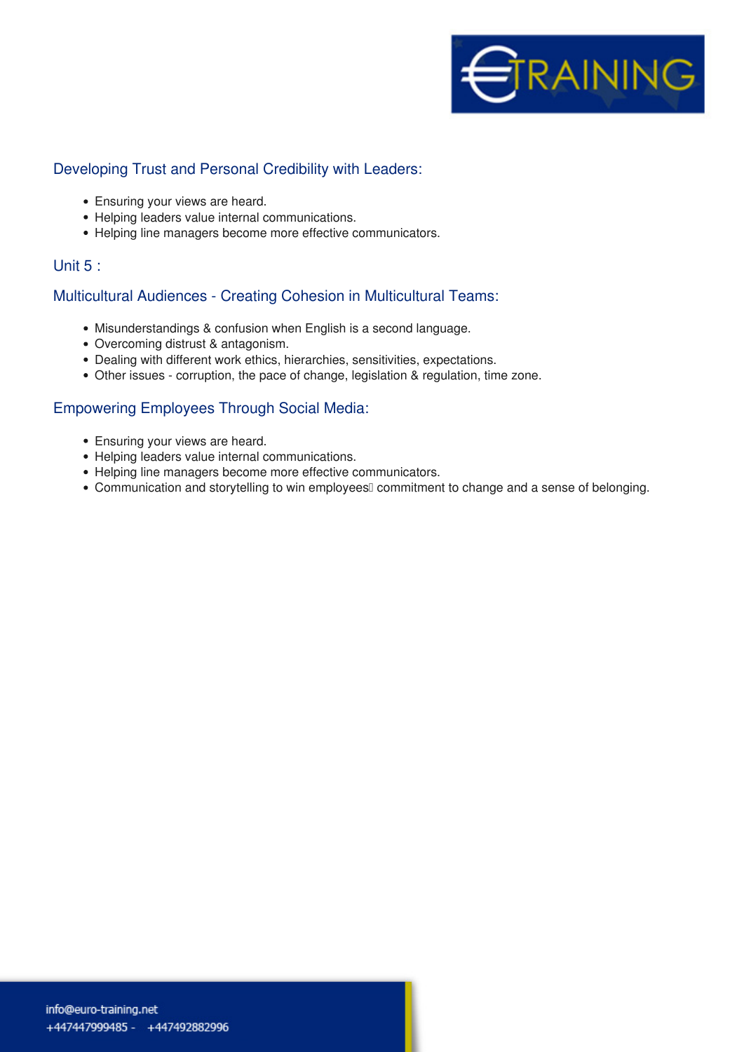### Developing Trust and Personal Credibility with Leaders:

- Ensuring your views are heard.
- Helping leaders value internal communications.
- Helping line managers become more effective communicators.

### Unit 5 :

### Multicultural Audiences - Creating Cohesion in Multicultural Teams:

- Misunderstandings & confusion when English is a second language.
- Overcoming distrust & antagonism.
- Dealing with different work ethics, hierarchies, sensitivities, expectations.
- Other issues - corruption, the pace of change, legislation & regulation, time zone.

### Empowering Employees Through Social Media:

- Ensuring your views are heard.
- Helping leaders value internal communications.
- Helping line managers become more effective communicators.
- Communication and storytelling to win employees' commitment to change and a sense of belonging.